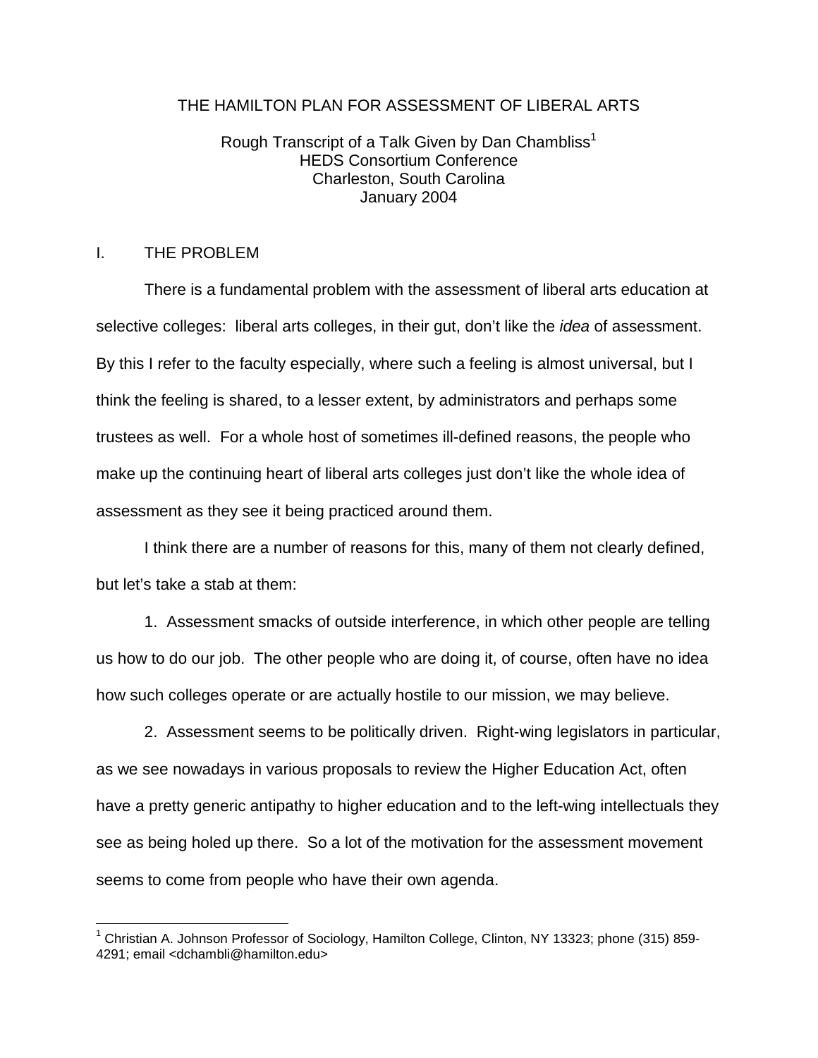# THE HAMILTON PLAN FOR ASSESSMENT OF LIBERAL ARTS

Rough Transcript of a Talk Given by Dan Chambliss[1]
HEDS Consortium Conference
Charleston, South Carolina
January 2004

## I. THE PROBLEM

There is a fundamental problem with the assessment of liberal arts education at selective colleges: liberal arts colleges, in their gut, don't like the *idea* of assessment. By this I refer to the faculty especially, where such a feeling is almost universal, but I think the feeling is shared, to a lesser extent, by administrators and perhaps some trustees as well. For a whole host of sometimes ill-defined reasons, the people who make up the continuing heart of liberal arts colleges just don't like the whole idea of assessment as they see it being practiced around them.

I think there are a number of reasons for this, many of them not clearly defined, but let's take a stab at them:

1. Assessment smacks of outside interference, in which other people are telling us how to do our job. The other people who are doing it, of course, often have no idea how such colleges operate or are actually hostile to our mission, we may believe.

2. Assessment seems to be politically driven. Right-wing legislators in particular, as we see nowadays in various proposals to review the Higher Education Act, often have a pretty generic antipathy to higher education and to the left-wing intellectuals they see as being holed up there. So a lot of the motivation for the assessment movement seems to come from people who have their own agenda.

---

[1] Christian A. Johnson Professor of Sociology, Hamilton College, Clinton, NY 13323; phone (315) 859-4291; email <dchambli@hamilton.edu>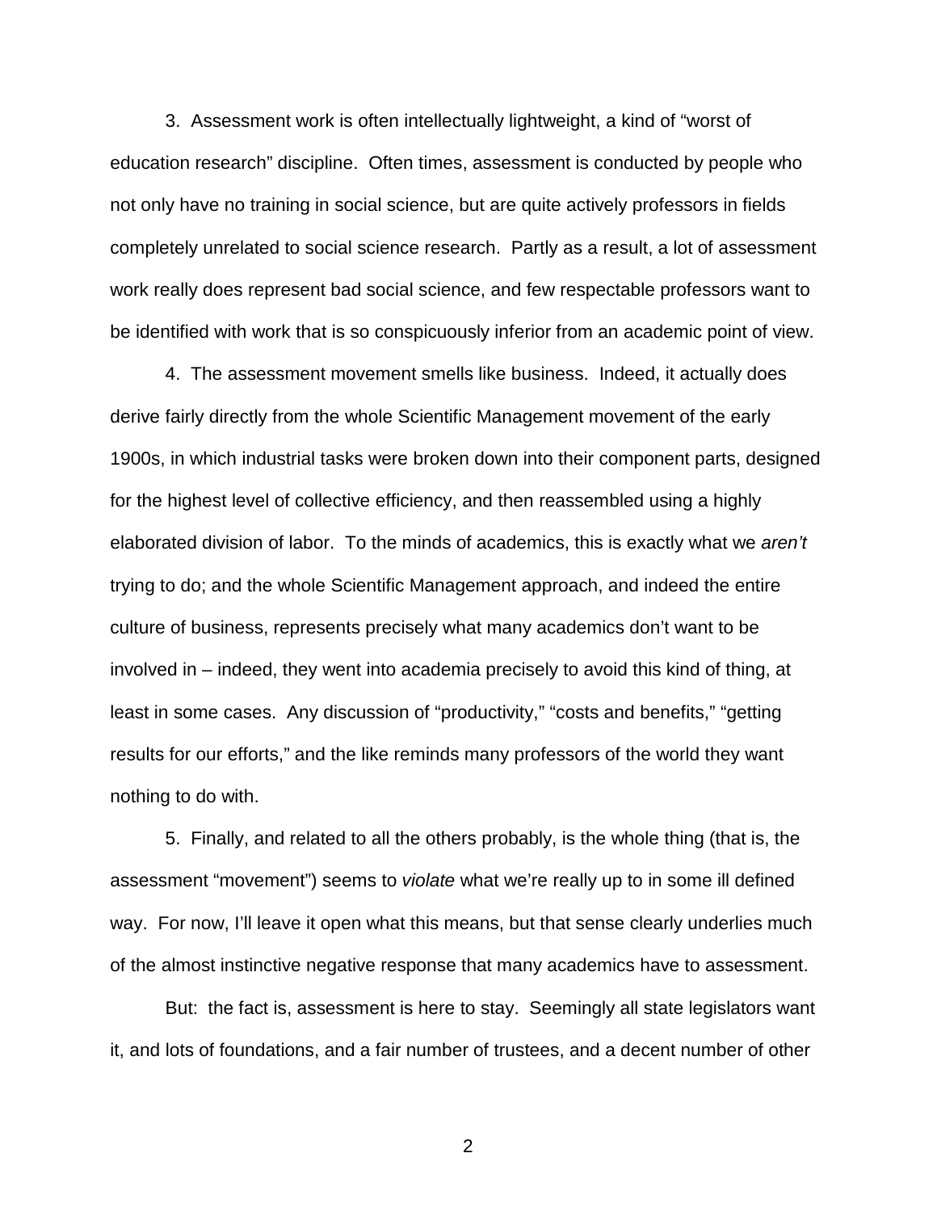3. Assessment work is often intellectually lightweight, a kind of "worst of education research" discipline. Often times, assessment is conducted by people who not only have no training in social science, but are quite actively professors in fields completely unrelated to social science research. Partly as a result, a lot of assessment work really does represent bad social science, and few respectable professors want to be identified with work that is so conspicuously inferior from an academic point of view.

4. The assessment movement smells like business. Indeed, it actually does derive fairly directly from the whole Scientific Management movement of the early 1900s, in which industrial tasks were broken down into their component parts, designed for the highest level of collective efficiency, and then reassembled using a highly elaborated division of labor. To the minds of academics, this is exactly what we *aren't* trying to do; and the whole Scientific Management approach, and indeed the entire culture of business, represents precisely what many academics don't want to be involved in – indeed, they went into academia precisely to avoid this kind of thing, at least in some cases. Any discussion of "productivity," "costs and benefits," "getting results for our efforts," and the like reminds many professors of the world they want nothing to do with.

5. Finally, and related to all the others probably, is the whole thing (that is, the assessment "movement") seems to *violate* what we're really up to in some ill defined way. For now, I'll leave it open what this means, but that sense clearly underlies much of the almost instinctive negative response that many academics have to assessment.

But: the fact is, assessment is here to stay. Seemingly all state legislators want it, and lots of foundations, and a fair number of trustees, and a decent number of other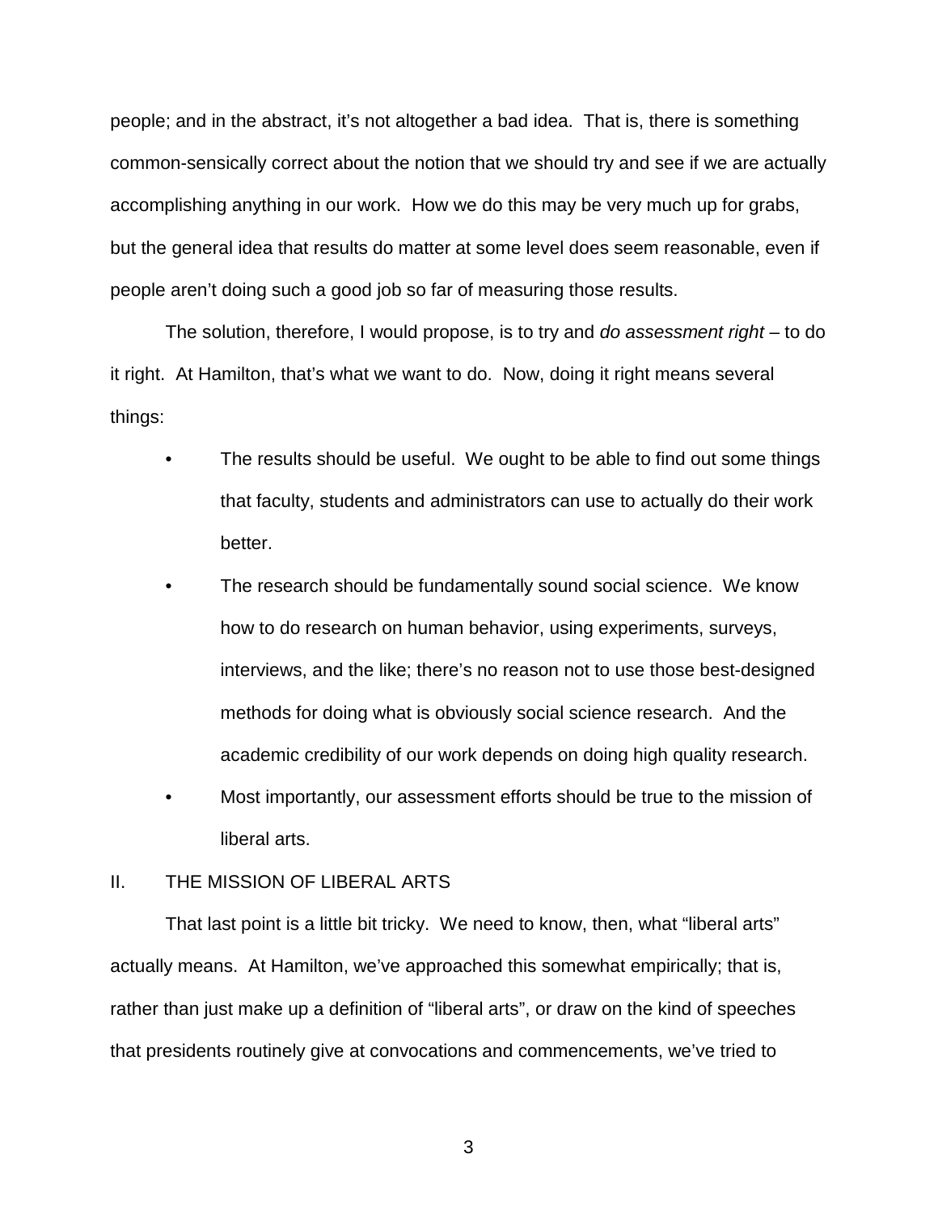people; and in the abstract, it's not altogether a bad idea. That is, there is something common-sensically correct about the notion that we should try and see if we are actually accomplishing anything in our work. How we do this may be very much up for grabs, but the general idea that results do matter at some level does seem reasonable, even if people aren't doing such a good job so far of measuring those results.

The solution, therefore, I would propose, is to try and *do assessment right* – to do it right. At Hamilton, that's what we want to do. Now, doing it right means several things:

- The results should be useful. We ought to be able to find out some things that faculty, students and administrators can use to actually do their work better.
- The research should be fundamentally sound social science. We know how to do research on human behavior, using experiments, surveys, interviews, and the like; there's no reason not to use those best-designed methods for doing what is obviously social science research. And the academic credibility of our work depends on doing high quality research.
- Most importantly, our assessment efforts should be true to the mission of liberal arts.

## II. THE MISSION OF LIBERAL ARTS

That last point is a little bit tricky. We need to know, then, what "liberal arts" actually means. At Hamilton, we've approached this somewhat empirically; that is, rather than just make up a definition of "liberal arts", or draw on the kind of speeches that presidents routinely give at convocations and commencements, we've tried to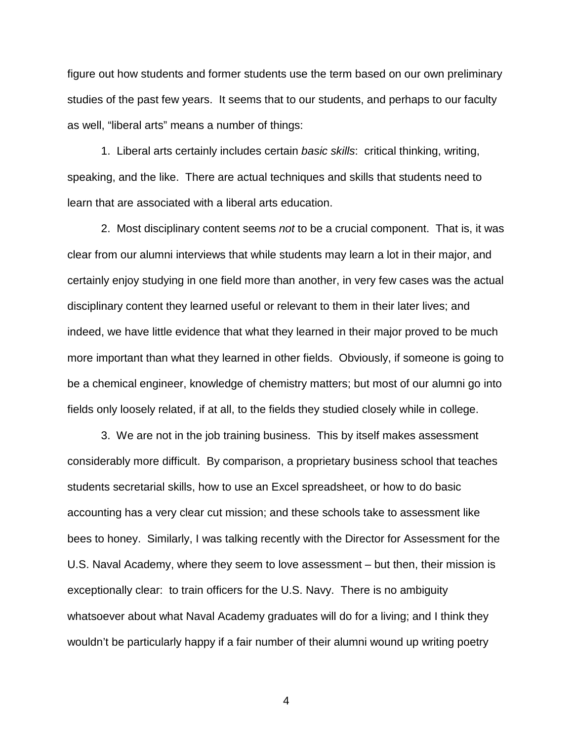figure out how students and former students use the term based on our own preliminary studies of the past few years. It seems that to our students, and perhaps to our faculty as well, "liberal arts" means a number of things:

1. Liberal arts certainly includes certain *basic skills*: critical thinking, writing, speaking, and the like. There are actual techniques and skills that students need to learn that are associated with a liberal arts education.

2. Most disciplinary content seems *not* to be a crucial component. That is, it was clear from our alumni interviews that while students may learn a lot in their major, and certainly enjoy studying in one field more than another, in very few cases was the actual disciplinary content they learned useful or relevant to them in their later lives; and indeed, we have little evidence that what they learned in their major proved to be much more important than what they learned in other fields. Obviously, if someone is going to be a chemical engineer, knowledge of chemistry matters; but most of our alumni go into fields only loosely related, if at all, to the fields they studied closely while in college.

3. We are not in the job training business. This by itself makes assessment considerably more difficult. By comparison, a proprietary business school that teaches students secretarial skills, how to use an Excel spreadsheet, or how to do basic accounting has a very clear cut mission; and these schools take to assessment like bees to honey. Similarly, I was talking recently with the Director for Assessment for the U.S. Naval Academy, where they seem to love assessment – but then, their mission is exceptionally clear: to train officers for the U.S. Navy. There is no ambiguity whatsoever about what Naval Academy graduates will do for a living; and I think they wouldn't be particularly happy if a fair number of their alumni wound up writing poetry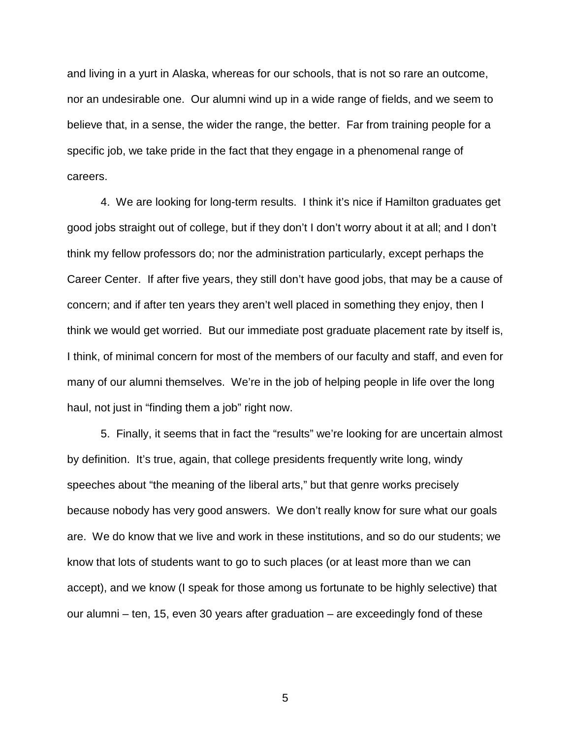and living in a yurt in Alaska, whereas for our schools, that is not so rare an outcome, nor an undesirable one. Our alumni wind up in a wide range of fields, and we seem to believe that, in a sense, the wider the range, the better. Far from training people for a specific job, we take pride in the fact that they engage in a phenomenal range of careers.

4. We are looking for long-term results. I think it's nice if Hamilton graduates get good jobs straight out of college, but if they don't I don't worry about it at all; and I don't think my fellow professors do; nor the administration particularly, except perhaps the Career Center. If after five years, they still don't have good jobs, that may be a cause of concern; and if after ten years they aren't well placed in something they enjoy, then I think we would get worried. But our immediate post graduate placement rate by itself is, I think, of minimal concern for most of the members of our faculty and staff, and even for many of our alumni themselves. We're in the job of helping people in life over the long haul, not just in "finding them a job" right now.

5. Finally, it seems that in fact the "results" we're looking for are uncertain almost by definition. It's true, again, that college presidents frequently write long, windy speeches about "the meaning of the liberal arts," but that genre works precisely because nobody has very good answers. We don't really know for sure what our goals are. We do know that we live and work in these institutions, and so do our students; we know that lots of students want to go to such places (or at least more than we can accept), and we know (I speak for those among us fortunate to be highly selective) that our alumni – ten, 15, even 30 years after graduation – are exceedingly fond of these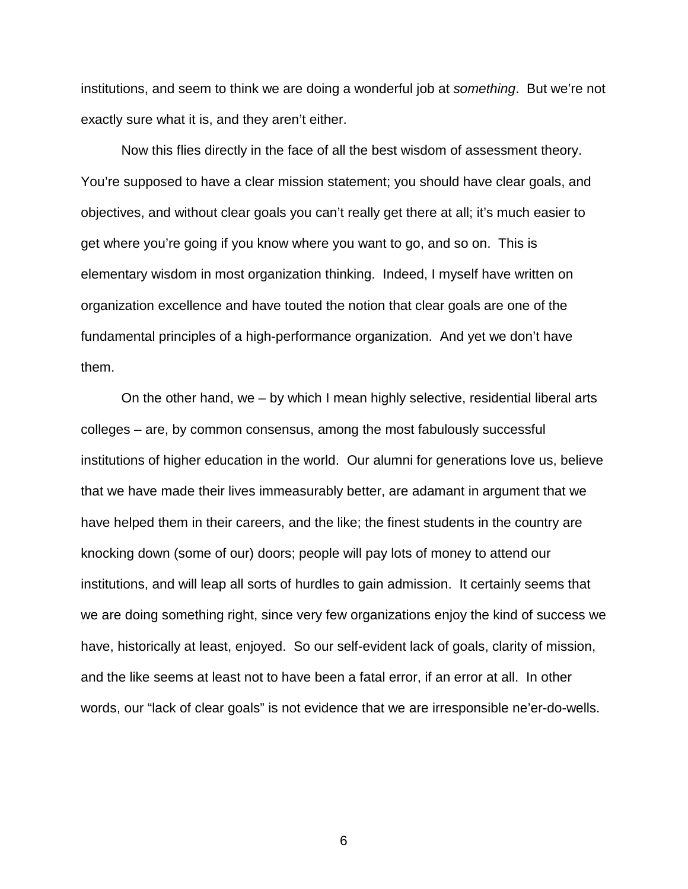institutions, and seem to think we are doing a wonderful job at *something*. But we're not exactly sure what it is, and they aren't either.

Now this flies directly in the face of all the best wisdom of assessment theory. You're supposed to have a clear mission statement; you should have clear goals, and objectives, and without clear goals you can't really get there at all; it's much easier to get where you're going if you know where you want to go, and so on. This is elementary wisdom in most organization thinking. Indeed, I myself have written on organization excellence and have touted the notion that clear goals are one of the fundamental principles of a high-performance organization. And yet we don't have them.

On the other hand, we – by which I mean highly selective, residential liberal arts colleges – are, by common consensus, among the most fabulously successful institutions of higher education in the world. Our alumni for generations love us, believe that we have made their lives immeasurably better, are adamant in argument that we have helped them in their careers, and the like; the finest students in the country are knocking down (some of our) doors; people will pay lots of money to attend our institutions, and will leap all sorts of hurdles to gain admission. It certainly seems that we are doing something right, since very few organizations enjoy the kind of success we have, historically at least, enjoyed. So our self-evident lack of goals, clarity of mission, and the like seems at least not to have been a fatal error, if an error at all. In other words, our "lack of clear goals" is not evidence that we are irresponsible ne'er-do-wells.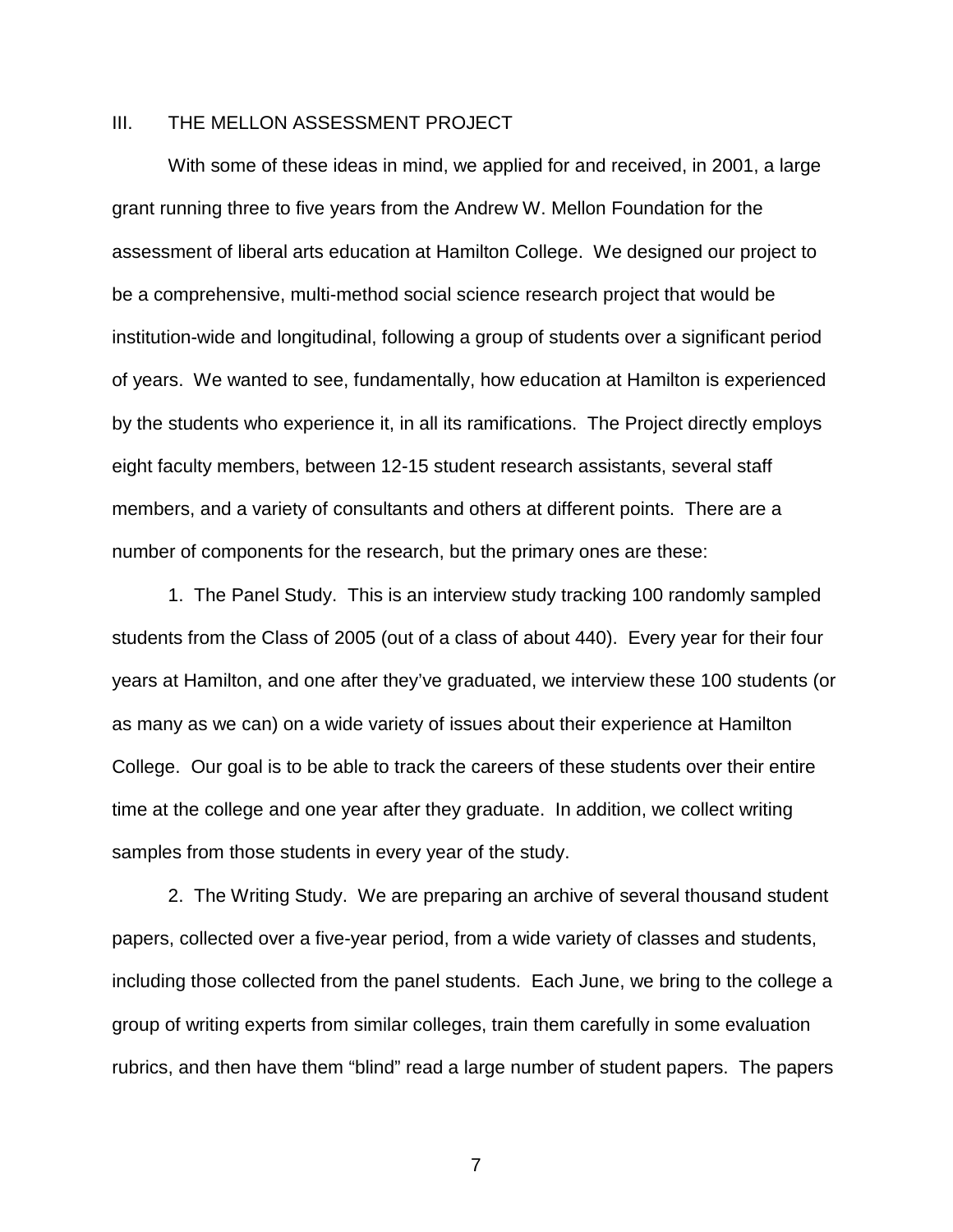## III. THE MELLON ASSESSMENT PROJECT

With some of these ideas in mind, we applied for and received, in 2001, a large grant running three to five years from the Andrew W. Mellon Foundation for the assessment of liberal arts education at Hamilton College. We designed our project to be a comprehensive, multi-method social science research project that would be institution-wide and longitudinal, following a group of students over a significant period of years. We wanted to see, fundamentally, how education at Hamilton is experienced by the students who experience it, in all its ramifications. The Project directly employs eight faculty members, between 12-15 student research assistants, several staff members, and a variety of consultants and others at different points. There are a number of components for the research, but the primary ones are these:

1. The Panel Study. This is an interview study tracking 100 randomly sampled students from the Class of 2005 (out of a class of about 440). Every year for their four years at Hamilton, and one after they've graduated, we interview these 100 students (or as many as we can) on a wide variety of issues about their experience at Hamilton College. Our goal is to be able to track the careers of these students over their entire time at the college and one year after they graduate. In addition, we collect writing samples from those students in every year of the study.

2. The Writing Study. We are preparing an archive of several thousand student papers, collected over a five-year period, from a wide variety of classes and students, including those collected from the panel students. Each June, we bring to the college a group of writing experts from similar colleges, train them carefully in some evaluation rubrics, and then have them "blind" read a large number of student papers. The papers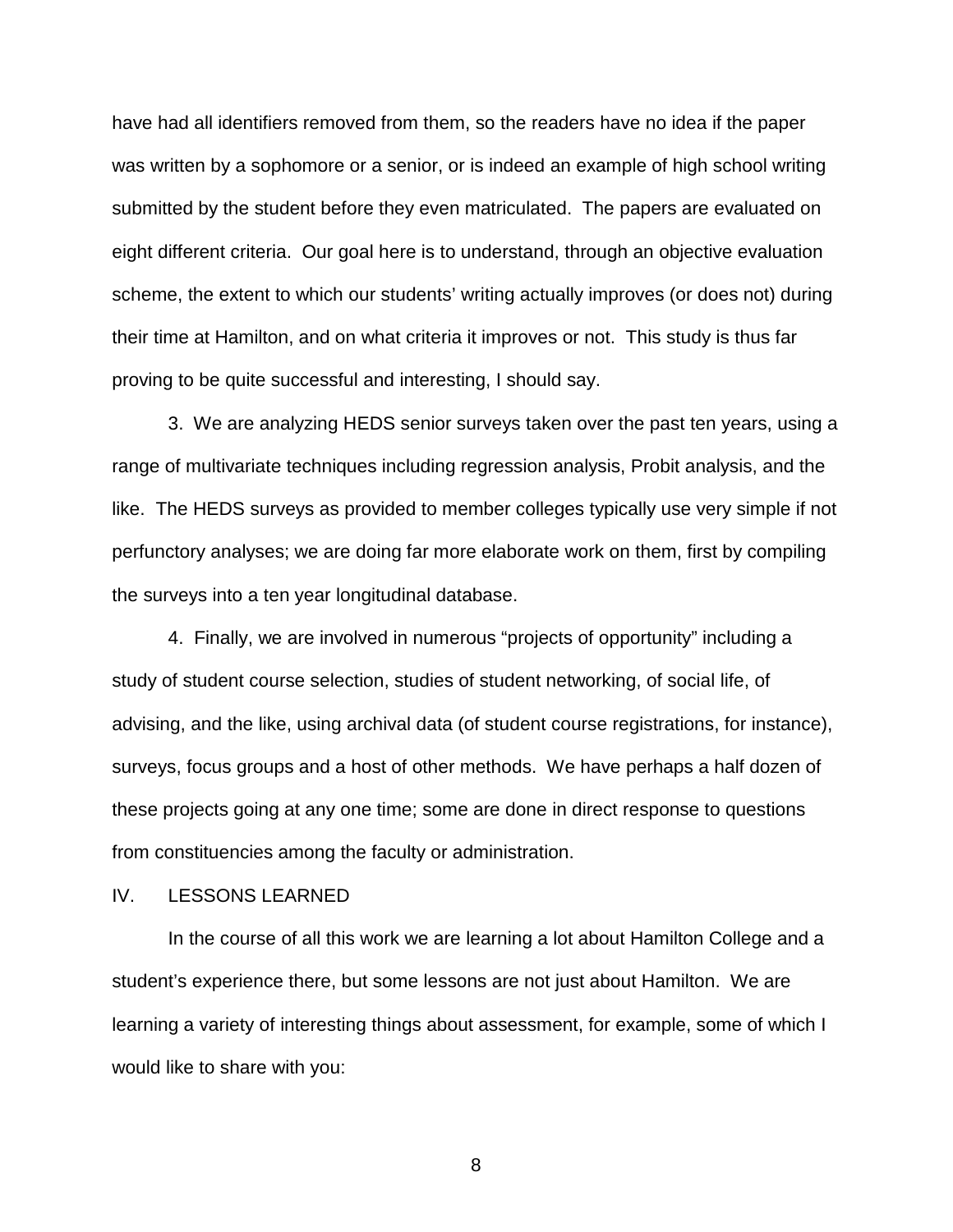have had all identifiers removed from them, so the readers have no idea if the paper was written by a sophomore or a senior, or is indeed an example of high school writing submitted by the student before they even matriculated. The papers are evaluated on eight different criteria. Our goal here is to understand, through an objective evaluation scheme, the extent to which our students' writing actually improves (or does not) during their time at Hamilton, and on what criteria it improves or not. This study is thus far proving to be quite successful and interesting, I should say.

3. We are analyzing HEDS senior surveys taken over the past ten years, using a range of multivariate techniques including regression analysis, Probit analysis, and the like. The HEDS surveys as provided to member colleges typically use very simple if not perfunctory analyses; we are doing far more elaborate work on them, first by compiling the surveys into a ten year longitudinal database.

4. Finally, we are involved in numerous "projects of opportunity" including a study of student course selection, studies of student networking, of social life, of advising, and the like, using archival data (of student course registrations, for instance), surveys, focus groups and a host of other methods. We have perhaps a half dozen of these projects going at any one time; some are done in direct response to questions from constituencies among the faculty or administration.

## IV. LESSONS LEARNED

In the course of all this work we are learning a lot about Hamilton College and a student's experience there, but some lessons are not just about Hamilton. We are learning a variety of interesting things about assessment, for example, some of which I would like to share with you: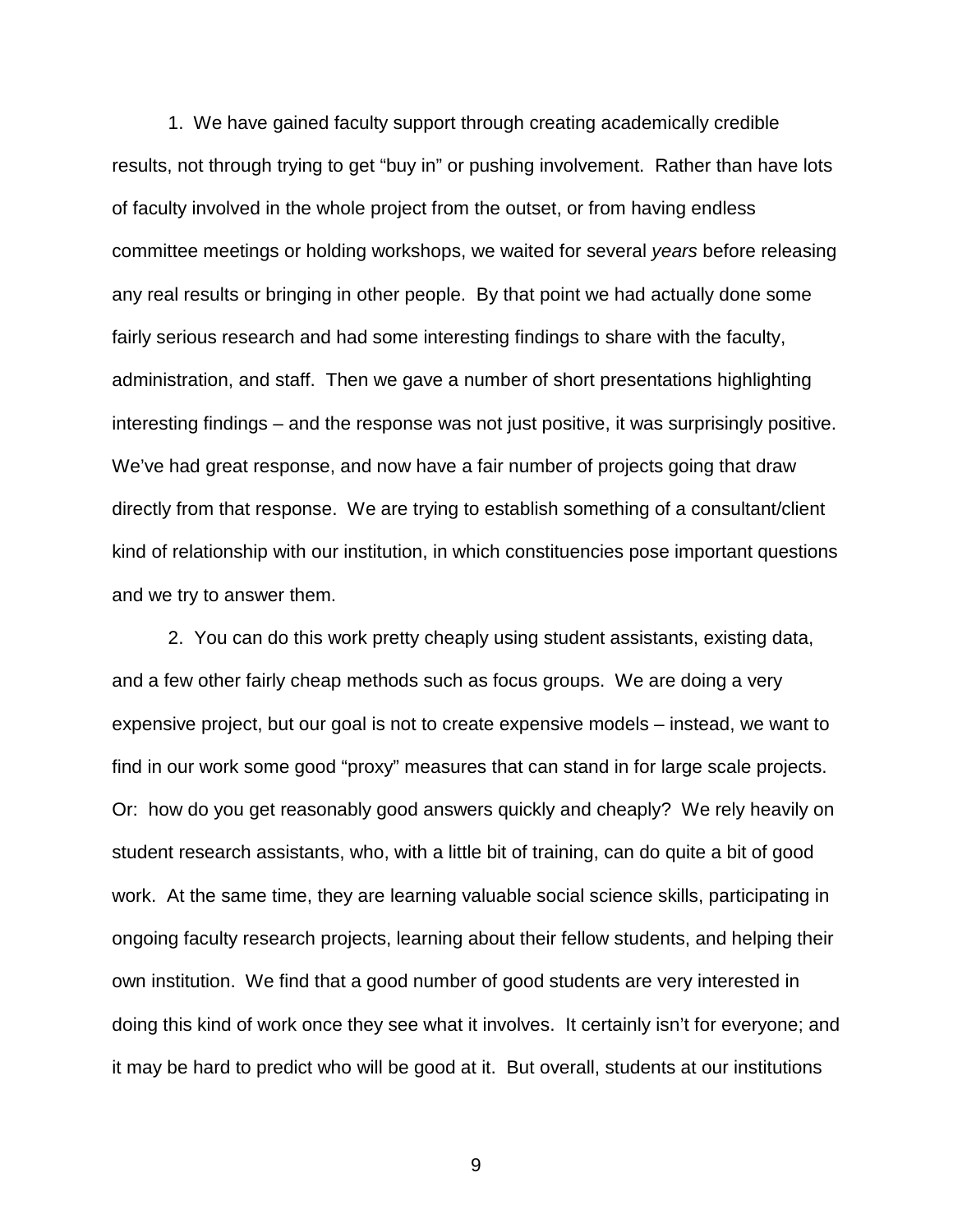1. We have gained faculty support through creating academically credible results, not through trying to get "buy in" or pushing involvement. Rather than have lots of faculty involved in the whole project from the outset, or from having endless committee meetings or holding workshops, we waited for several *years* before releasing any real results or bringing in other people. By that point we had actually done some fairly serious research and had some interesting findings to share with the faculty, administration, and staff. Then we gave a number of short presentations highlighting interesting findings – and the response was not just positive, it was surprisingly positive. We've had great response, and now have a fair number of projects going that draw directly from that response. We are trying to establish something of a consultant/client kind of relationship with our institution, in which constituencies pose important questions and we try to answer them.

2. You can do this work pretty cheaply using student assistants, existing data, and a few other fairly cheap methods such as focus groups. We are doing a very expensive project, but our goal is not to create expensive models – instead, we want to find in our work some good "proxy" measures that can stand in for large scale projects. Or: how do you get reasonably good answers quickly and cheaply? We rely heavily on student research assistants, who, with a little bit of training, can do quite a bit of good work. At the same time, they are learning valuable social science skills, participating in ongoing faculty research projects, learning about their fellow students, and helping their own institution. We find that a good number of good students are very interested in doing this kind of work once they see what it involves. It certainly isn't for everyone; and it may be hard to predict who will be good at it. But overall, students at our institutions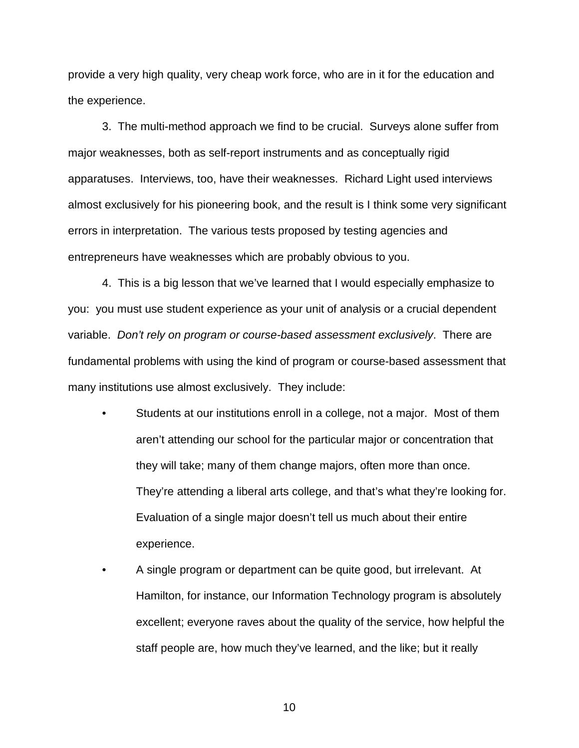provide a very high quality, very cheap work force, who are in it for the education and the experience.

3. The multi-method approach we find to be crucial. Surveys alone suffer from major weaknesses, both as self-report instruments and as conceptually rigid apparatuses. Interviews, too, have their weaknesses. Richard Light used interviews almost exclusively for his pioneering book, and the result is I think some very significant errors in interpretation. The various tests proposed by testing agencies and entrepreneurs have weaknesses which are probably obvious to you.

4. This is a big lesson that we've learned that I would especially emphasize to you: you must use student experience as your unit of analysis or a crucial dependent variable. *Don't rely on program or course-based assessment exclusively*. There are fundamental problems with using the kind of program or course-based assessment that many institutions use almost exclusively. They include:

- Students at our institutions enroll in a college, not a major. Most of them aren't attending our school for the particular major or concentration that they will take; many of them change majors, often more than once. They're attending a liberal arts college, and that's what they're looking for. Evaluation of a single major doesn't tell us much about their entire experience.
- A single program or department can be quite good, but irrelevant. At Hamilton, for instance, our Information Technology program is absolutely excellent; everyone raves about the quality of the service, how helpful the staff people are, how much they've learned, and the like; but it really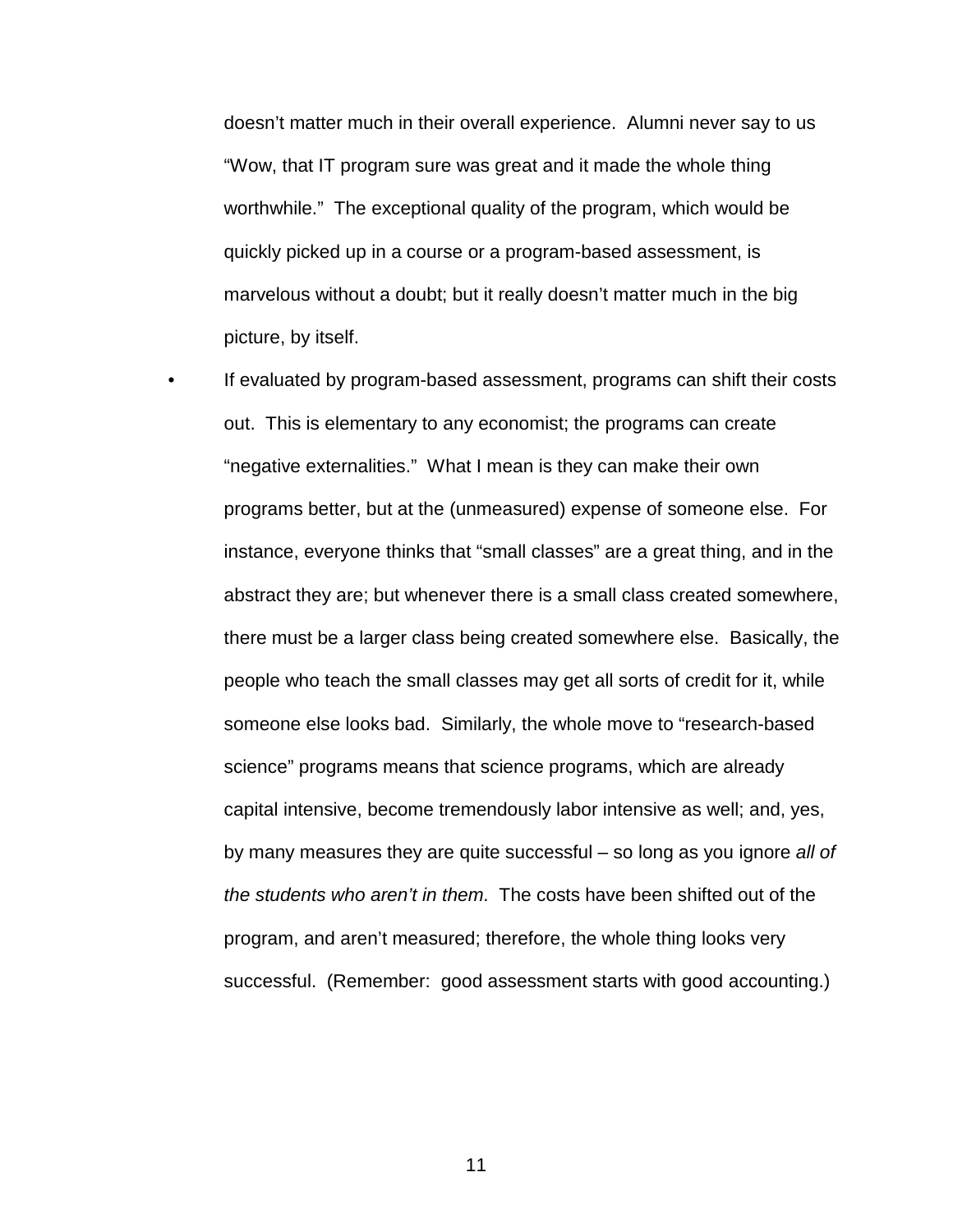doesn't matter much in their overall experience. Alumni never say to us "Wow, that IT program sure was great and it made the whole thing worthwhile." The exceptional quality of the program, which would be quickly picked up in a course or a program-based assessment, is marvelous without a doubt; but it really doesn't matter much in the big picture, by itself.

- If evaluated by program-based assessment, programs can shift their costs out. This is elementary to any economist; the programs can create "negative externalities." What I mean is they can make their own programs better, but at the (unmeasured) expense of someone else. For instance, everyone thinks that "small classes" are a great thing, and in the abstract they are; but whenever there is a small class created somewhere, there must be a larger class being created somewhere else. Basically, the people who teach the small classes may get all sorts of credit for it, while someone else looks bad. Similarly, the whole move to "research-based science" programs means that science programs, which are already capital intensive, become tremendously labor intensive as well; and, yes, by many measures they are quite successful – so long as you ignore *all of the students who aren't in them*. The costs have been shifted out of the program, and aren't measured; therefore, the whole thing looks very successful. (Remember: good assessment starts with good accounting.)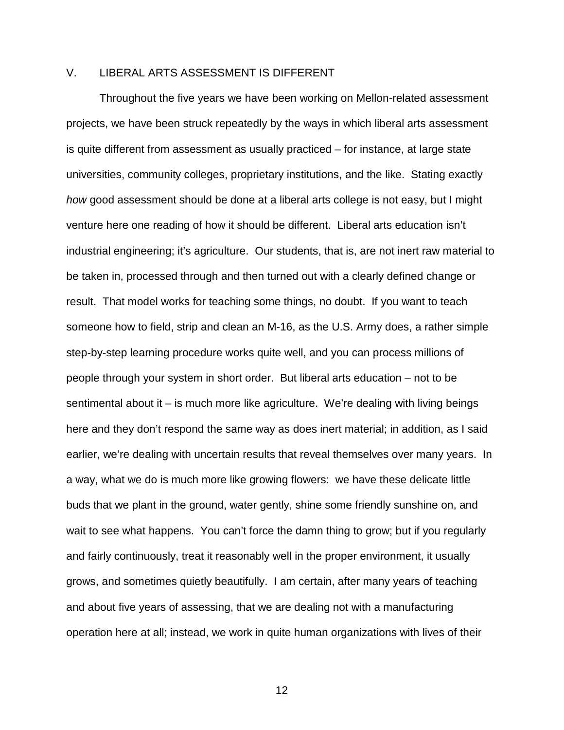## V. LIBERAL ARTS ASSESSMENT IS DIFFERENT

Throughout the five years we have been working on Mellon-related assessment projects, we have been struck repeatedly by the ways in which liberal arts assessment is quite different from assessment as usually practiced – for instance, at large state universities, community colleges, proprietary institutions, and the like. Stating exactly *how* good assessment should be done at a liberal arts college is not easy, but I might venture here one reading of how it should be different. Liberal arts education isn't industrial engineering; it's agriculture. Our students, that is, are not inert raw material to be taken in, processed through and then turned out with a clearly defined change or result. That model works for teaching some things, no doubt. If you want to teach someone how to field, strip and clean an M-16, as the U.S. Army does, a rather simple step-by-step learning procedure works quite well, and you can process millions of people through your system in short order. But liberal arts education – not to be sentimental about it – is much more like agriculture. We're dealing with living beings here and they don't respond the same way as does inert material; in addition, as I said earlier, we're dealing with uncertain results that reveal themselves over many years. In a way, what we do is much more like growing flowers: we have these delicate little buds that we plant in the ground, water gently, shine some friendly sunshine on, and wait to see what happens. You can't force the damn thing to grow; but if you regularly and fairly continuously, treat it reasonably well in the proper environment, it usually grows, and sometimes quietly beautifully. I am certain, after many years of teaching and about five years of assessing, that we are dealing not with a manufacturing operation here at all; instead, we work in quite human organizations with lives of their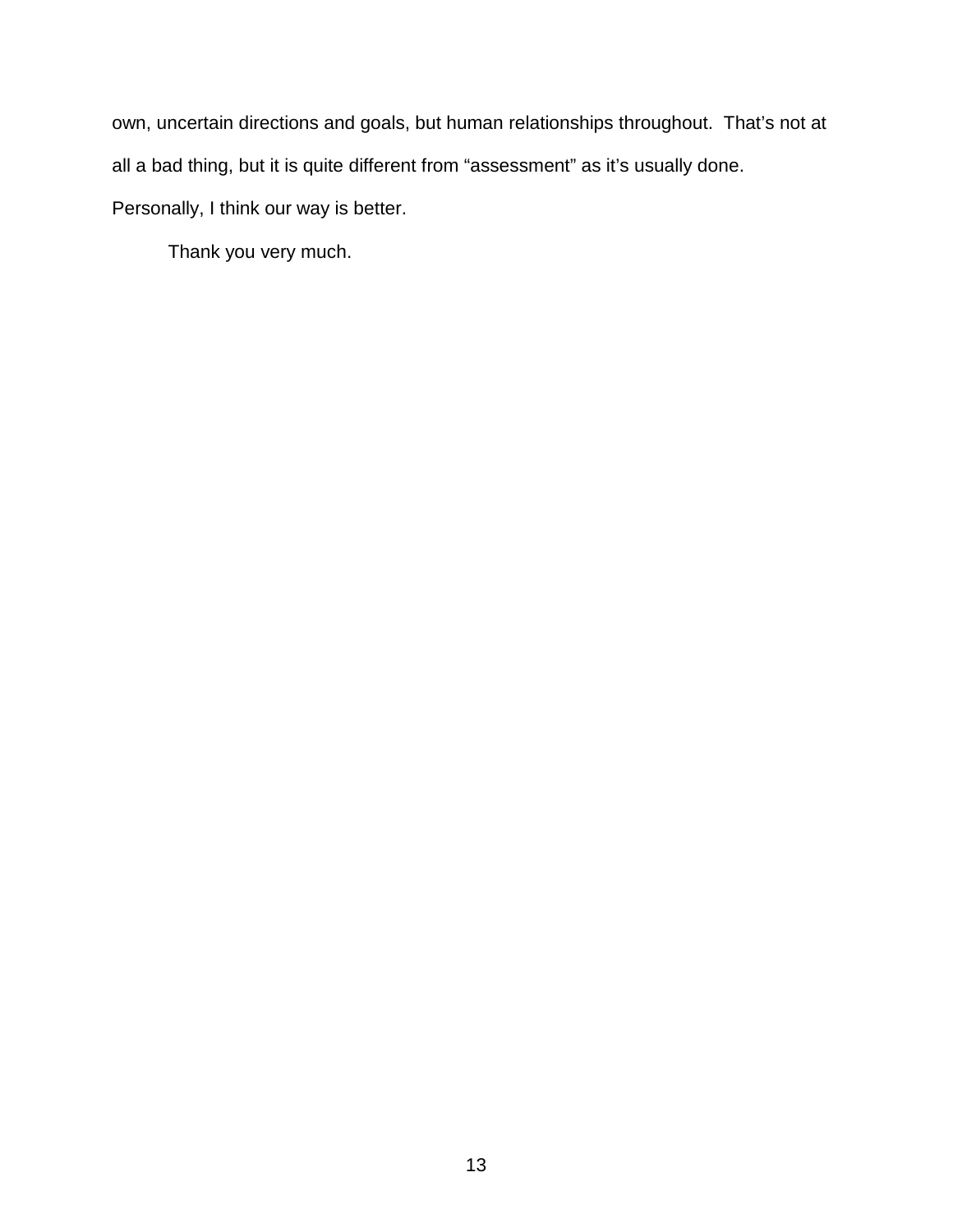own, uncertain directions and goals, but human relationships throughout. That's not at all a bad thing, but it is quite different from "assessment" as it's usually done. Personally, I think our way is better.

Thank you very much.